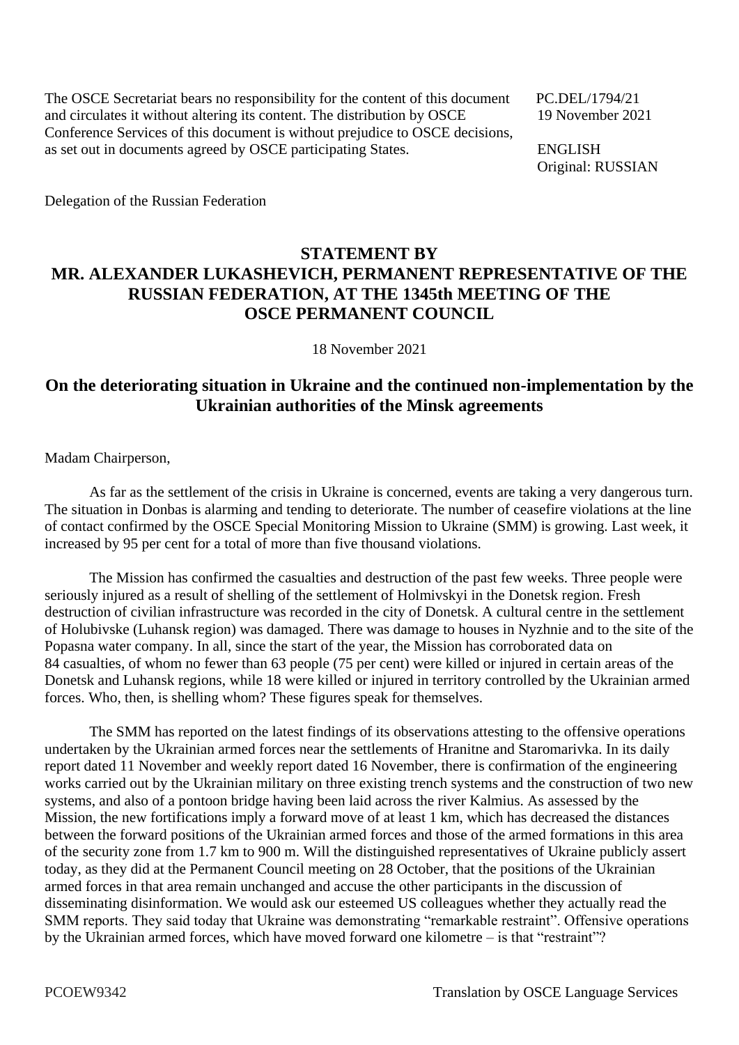The OSCE Secretariat bears no responsibility for the content of this document and circulates it without altering its content. The distribution by OSCE Conference Services of this document is without prejudice to OSCE decisions, as set out in documents agreed by OSCE participating States.

PC.DEL/1794/21
19 November 2021

ENGLISH
Original: RUSSIAN

Delegation of the Russian Federation

## STATEMENT BY MR. ALEXANDER LUKASHEVICH, PERMANENT REPRESENTATIVE OF THE RUSSIAN FEDERATION, AT THE 1345th MEETING OF THE OSCE PERMANENT COUNCIL

18 November 2021

## On the deteriorating situation in Ukraine and the continued non-implementation by the Ukrainian authorities of the Minsk agreements

Madam Chairperson,

As far as the settlement of the crisis in Ukraine is concerned, events are taking a very dangerous turn. The situation in Donbas is alarming and tending to deteriorate. The number of ceasefire violations at the line of contact confirmed by the OSCE Special Monitoring Mission to Ukraine (SMM) is growing. Last week, it increased by 95 per cent for a total of more than five thousand violations.

The Mission has confirmed the casualties and destruction of the past few weeks. Three people were seriously injured as a result of shelling of the settlement of Holmivskyi in the Donetsk region. Fresh destruction of civilian infrastructure was recorded in the city of Donetsk. A cultural centre in the settlement of Holubivske (Luhansk region) was damaged. There was damage to houses in Nyzhnie and to the site of the Popasna water company. In all, since the start of the year, the Mission has corroborated data on 84 casualties, of whom no fewer than 63 people (75 per cent) were killed or injured in certain areas of the Donetsk and Luhansk regions, while 18 were killed or injured in territory controlled by the Ukrainian armed forces. Who, then, is shelling whom? These figures speak for themselves.

The SMM has reported on the latest findings of its observations attesting to the offensive operations undertaken by the Ukrainian armed forces near the settlements of Hranitne and Staromarivka. In its daily report dated 11 November and weekly report dated 16 November, there is confirmation of the engineering works carried out by the Ukrainian military on three existing trench systems and the construction of two new systems, and also of a pontoon bridge having been laid across the river Kalmius. As assessed by the Mission, the new fortifications imply a forward move of at least 1 km, which has decreased the distances between the forward positions of the Ukrainian armed forces and those of the armed formations in this area of the security zone from 1.7 km to 900 m. Will the distinguished representatives of Ukraine publicly assert today, as they did at the Permanent Council meeting on 28 October, that the positions of the Ukrainian armed forces in that area remain unchanged and accuse the other participants in the discussion of disseminating disinformation. We would ask our esteemed US colleagues whether they actually read the SMM reports. They said today that Ukraine was demonstrating "remarkable restraint". Offensive operations by the Ukrainian armed forces, which have moved forward one kilometre – is that "restraint"?

PCOEW9342

Translation by OSCE Language Services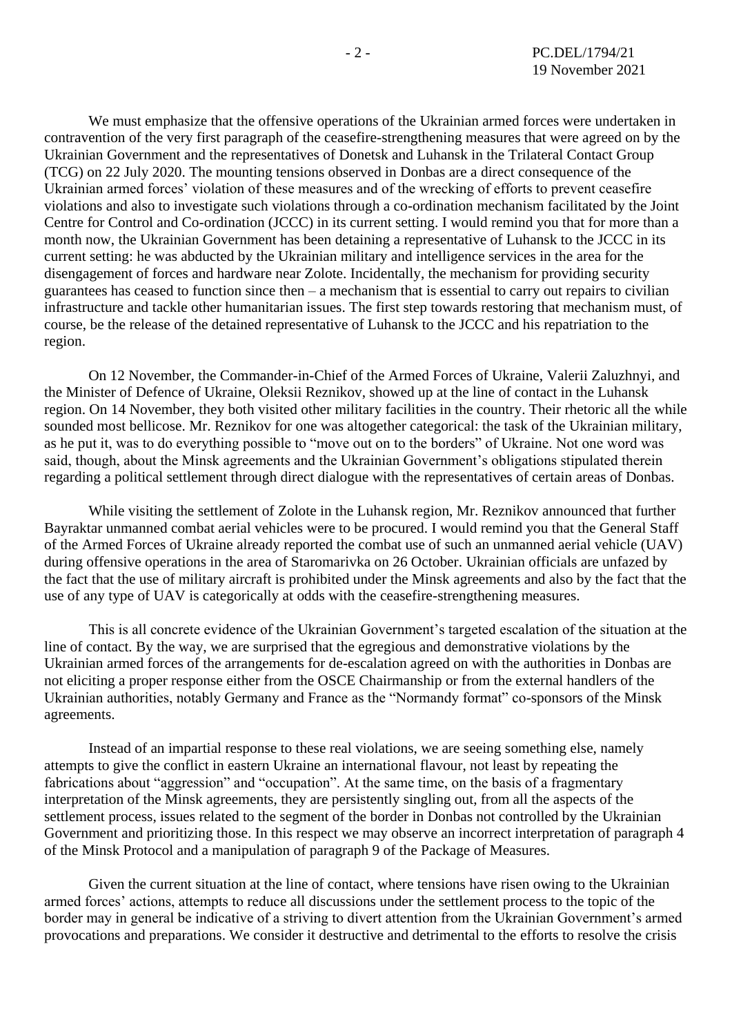We must emphasize that the offensive operations of the Ukrainian armed forces were undertaken in contravention of the very first paragraph of the ceasefire-strengthening measures that were agreed on by the Ukrainian Government and the representatives of Donetsk and Luhansk in the Trilateral Contact Group (TCG) on 22 July 2020. The mounting tensions observed in Donbas are a direct consequence of the Ukrainian armed forces' violation of these measures and of the wrecking of efforts to prevent ceasefire violations and also to investigate such violations through a co-ordination mechanism facilitated by the Joint Centre for Control and Co-ordination (JCCC) in its current setting. I would remind you that for more than a month now, the Ukrainian Government has been detaining a representative of Luhansk to the JCCC in its current setting: he was abducted by the Ukrainian military and intelligence services in the area for the disengagement of forces and hardware near Zolote. Incidentally, the mechanism for providing security guarantees has ceased to function since then – a mechanism that is essential to carry out repairs to civilian infrastructure and tackle other humanitarian issues. The first step towards restoring that mechanism must, of course, be the release of the detained representative of Luhansk to the JCCC and his repatriation to the region.

On 12 November, the Commander-in-Chief of the Armed Forces of Ukraine, Valerii Zaluzhnyi, and the Minister of Defence of Ukraine, Oleksii Reznikov, showed up at the line of contact in the Luhansk region. On 14 November, they both visited other military facilities in the country. Their rhetoric all the while sounded most bellicose. Mr. Reznikov for one was altogether categorical: the task of the Ukrainian military, as he put it, was to do everything possible to "move out on to the borders" of Ukraine. Not one word was said, though, about the Minsk agreements and the Ukrainian Government's obligations stipulated therein regarding a political settlement through direct dialogue with the representatives of certain areas of Donbas.

While visiting the settlement of Zolote in the Luhansk region, Mr. Reznikov announced that further Bayraktar unmanned combat aerial vehicles were to be procured. I would remind you that the General Staff of the Armed Forces of Ukraine already reported the combat use of such an unmanned aerial vehicle (UAV) during offensive operations in the area of Staromarivka on 26 October. Ukrainian officials are unfazed by the fact that the use of military aircraft is prohibited under the Minsk agreements and also by the fact that the use of any type of UAV is categorically at odds with the ceasefire-strengthening measures.

This is all concrete evidence of the Ukrainian Government's targeted escalation of the situation at the line of contact. By the way, we are surprised that the egregious and demonstrative violations by the Ukrainian armed forces of the arrangements for de-escalation agreed on with the authorities in Donbas are not eliciting a proper response either from the OSCE Chairmanship or from the external handlers of the Ukrainian authorities, notably Germany and France as the "Normandy format" co-sponsors of the Minsk agreements.

Instead of an impartial response to these real violations, we are seeing something else, namely attempts to give the conflict in eastern Ukraine an international flavour, not least by repeating the fabrications about "aggression" and "occupation". At the same time, on the basis of a fragmentary interpretation of the Minsk agreements, they are persistently singling out, from all the aspects of the settlement process, issues related to the segment of the border in Donbas not controlled by the Ukrainian Government and prioritizing those. In this respect we may observe an incorrect interpretation of paragraph 4 of the Minsk Protocol and a manipulation of paragraph 9 of the Package of Measures.

Given the current situation at the line of contact, where tensions have risen owing to the Ukrainian armed forces' actions, attempts to reduce all discussions under the settlement process to the topic of the border may in general be indicative of a striving to divert attention from the Ukrainian Government's armed provocations and preparations. We consider it destructive and detrimental to the efforts to resolve the crisis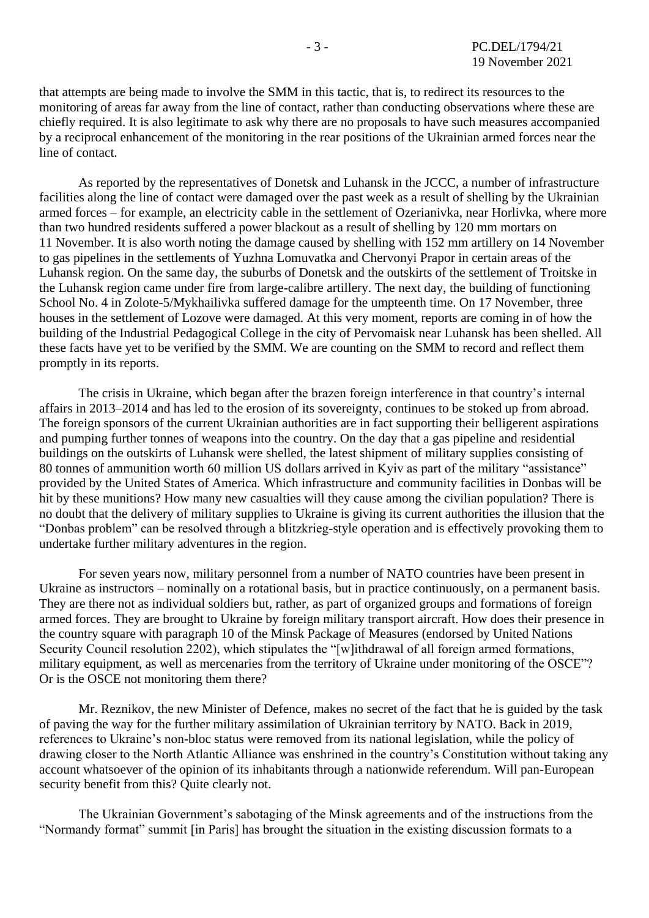that attempts are being made to involve the SMM in this tactic, that is, to redirect its resources to the monitoring of areas far away from the line of contact, rather than conducting observations where these are chiefly required. It is also legitimate to ask why there are no proposals to have such measures accompanied by a reciprocal enhancement of the monitoring in the rear positions of the Ukrainian armed forces near the line of contact.

As reported by the representatives of Donetsk and Luhansk in the JCCC, a number of infrastructure facilities along the line of contact were damaged over the past week as a result of shelling by the Ukrainian armed forces – for example, an electricity cable in the settlement of Ozerianivka, near Horlivka, where more than two hundred residents suffered a power blackout as a result of shelling by 120 mm mortars on 11 November. It is also worth noting the damage caused by shelling with 152 mm artillery on 14 November to gas pipelines in the settlements of Yuzhna Lomuvatka and Chervonyi Prapor in certain areas of the Luhansk region. On the same day, the suburbs of Donetsk and the outskirts of the settlement of Troitske in the Luhansk region came under fire from large-calibre artillery. The next day, the building of functioning School No. 4 in Zolote-5/Mykhailivka suffered damage for the umpteenth time. On 17 November, three houses in the settlement of Lozove were damaged. At this very moment, reports are coming in of how the building of the Industrial Pedagogical College in the city of Pervomaisk near Luhansk has been shelled. All these facts have yet to be verified by the SMM. We are counting on the SMM to record and reflect them promptly in its reports.

The crisis in Ukraine, which began after the brazen foreign interference in that country's internal affairs in 2013–2014 and has led to the erosion of its sovereignty, continues to be stoked up from abroad. The foreign sponsors of the current Ukrainian authorities are in fact supporting their belligerent aspirations and pumping further tonnes of weapons into the country. On the day that a gas pipeline and residential buildings on the outskirts of Luhansk were shelled, the latest shipment of military supplies consisting of 80 tonnes of ammunition worth 60 million US dollars arrived in Kyiv as part of the military "assistance" provided by the United States of America. Which infrastructure and community facilities in Donbas will be hit by these munitions? How many new casualties will they cause among the civilian population? There is no doubt that the delivery of military supplies to Ukraine is giving its current authorities the illusion that the "Donbas problem" can be resolved through a blitzkrieg-style operation and is effectively provoking them to undertake further military adventures in the region.

For seven years now, military personnel from a number of NATO countries have been present in Ukraine as instructors – nominally on a rotational basis, but in practice continuously, on a permanent basis. They are there not as individual soldiers but, rather, as part of organized groups and formations of foreign armed forces. They are brought to Ukraine by foreign military transport aircraft. How does their presence in the country square with paragraph 10 of the Minsk Package of Measures (endorsed by United Nations Security Council resolution 2202), which stipulates the "[w]ithdrawal of all foreign armed formations, military equipment, as well as mercenaries from the territory of Ukraine under monitoring of the OSCE"? Or is the OSCE not monitoring them there?

Mr. Reznikov, the new Minister of Defence, makes no secret of the fact that he is guided by the task of paving the way for the further military assimilation of Ukrainian territory by NATO. Back in 2019, references to Ukraine's non-bloc status were removed from its national legislation, while the policy of drawing closer to the North Atlantic Alliance was enshrined in the country's Constitution without taking any account whatsoever of the opinion of its inhabitants through a nationwide referendum. Will pan-European security benefit from this? Quite clearly not.

The Ukrainian Government's sabotaging of the Minsk agreements and of the instructions from the "Normandy format" summit [in Paris] has brought the situation in the existing discussion formats to a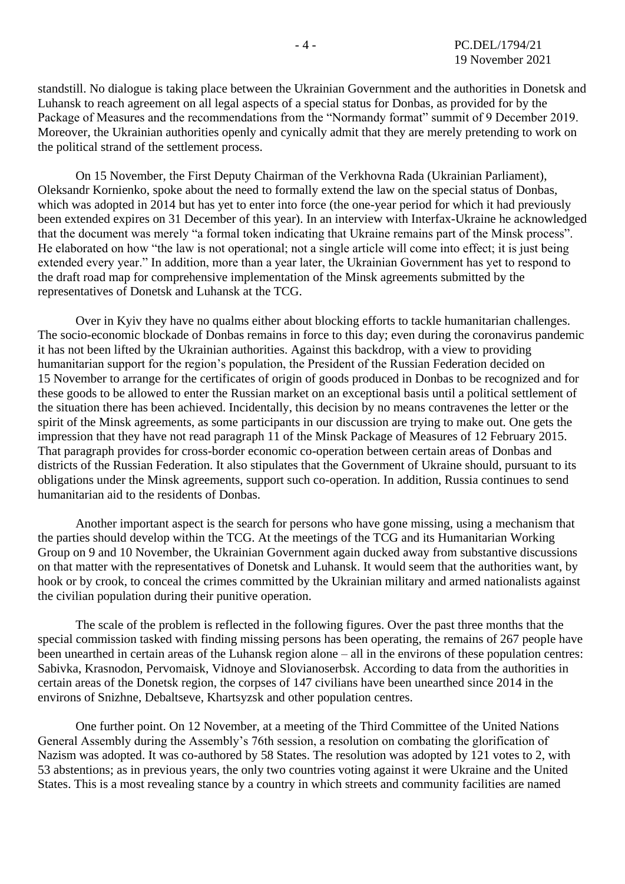standstill. No dialogue is taking place between the Ukrainian Government and the authorities in Donetsk and Luhansk to reach agreement on all legal aspects of a special status for Donbas, as provided for by the Package of Measures and the recommendations from the "Normandy format" summit of 9 December 2019. Moreover, the Ukrainian authorities openly and cynically admit that they are merely pretending to work on the political strand of the settlement process.

On 15 November, the First Deputy Chairman of the Verkhovna Rada (Ukrainian Parliament), Oleksandr Kornienko, spoke about the need to formally extend the law on the special status of Donbas, which was adopted in 2014 but has yet to enter into force (the one-year period for which it had previously been extended expires on 31 December of this year). In an interview with Interfax-Ukraine he acknowledged that the document was merely "a formal token indicating that Ukraine remains part of the Minsk process". He elaborated on how "the law is not operational; not a single article will come into effect; it is just being extended every year." In addition, more than a year later, the Ukrainian Government has yet to respond to the draft road map for comprehensive implementation of the Minsk agreements submitted by the representatives of Donetsk and Luhansk at the TCG.

Over in Kyiv they have no qualms either about blocking efforts to tackle humanitarian challenges. The socio-economic blockade of Donbas remains in force to this day; even during the coronavirus pandemic it has not been lifted by the Ukrainian authorities. Against this backdrop, with a view to providing humanitarian support for the region's population, the President of the Russian Federation decided on 15 November to arrange for the certificates of origin of goods produced in Donbas to be recognized and for these goods to be allowed to enter the Russian market on an exceptional basis until a political settlement of the situation there has been achieved. Incidentally, this decision by no means contravenes the letter or the spirit of the Minsk agreements, as some participants in our discussion are trying to make out. One gets the impression that they have not read paragraph 11 of the Minsk Package of Measures of 12 February 2015. That paragraph provides for cross-border economic co-operation between certain areas of Donbas and districts of the Russian Federation. It also stipulates that the Government of Ukraine should, pursuant to its obligations under the Minsk agreements, support such co-operation. In addition, Russia continues to send humanitarian aid to the residents of Donbas.

Another important aspect is the search for persons who have gone missing, using a mechanism that the parties should develop within the TCG. At the meetings of the TCG and its Humanitarian Working Group on 9 and 10 November, the Ukrainian Government again ducked away from substantive discussions on that matter with the representatives of Donetsk and Luhansk. It would seem that the authorities want, by hook or by crook, to conceal the crimes committed by the Ukrainian military and armed nationalists against the civilian population during their punitive operation.

The scale of the problem is reflected in the following figures. Over the past three months that the special commission tasked with finding missing persons has been operating, the remains of 267 people have been unearthed in certain areas of the Luhansk region alone – all in the environs of these population centres: Sabivka, Krasnodon, Pervomaisk, Vidnoye and Slovianoserbsk. According to data from the authorities in certain areas of the Donetsk region, the corpses of 147 civilians have been unearthed since 2014 in the environs of Snizhne, Debaltseve, Khartsyzsk and other population centres.

One further point. On 12 November, at a meeting of the Third Committee of the United Nations General Assembly during the Assembly's 76th session, a resolution on combating the glorification of Nazism was adopted. It was co-authored by 58 States. The resolution was adopted by 121 votes to 2, with 53 abstentions; as in previous years, the only two countries voting against it were Ukraine and the United States. This is a most revealing stance by a country in which streets and community facilities are named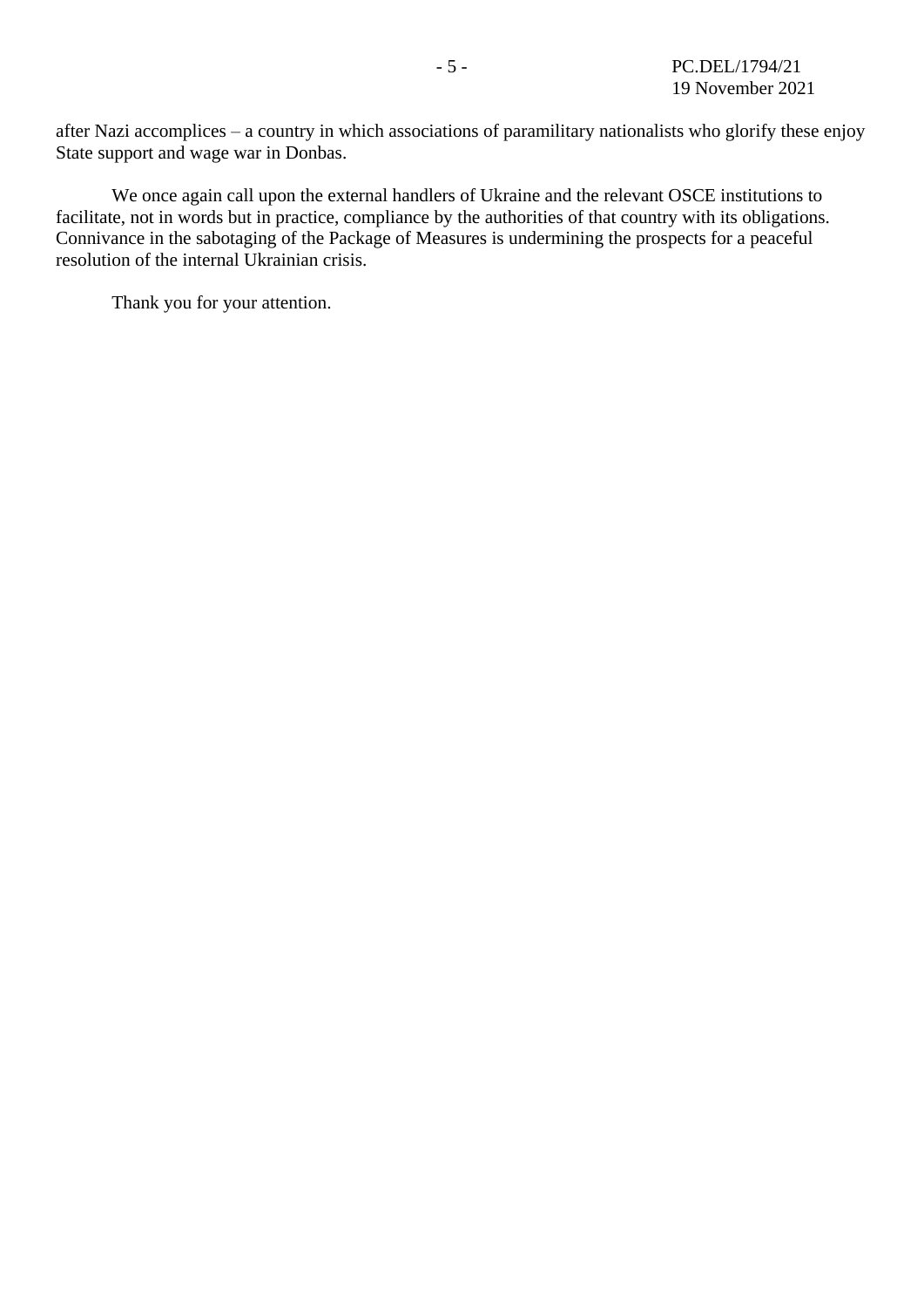after Nazi accomplices – a country in which associations of paramilitary nationalists who glorify these enjoy State support and wage war in Donbas.

We once again call upon the external handlers of Ukraine and the relevant OSCE institutions to facilitate, not in words but in practice, compliance by the authorities of that country with its obligations. Connivance in the sabotaging of the Package of Measures is undermining the prospects for a peaceful resolution of the internal Ukrainian crisis.

Thank you for your attention.